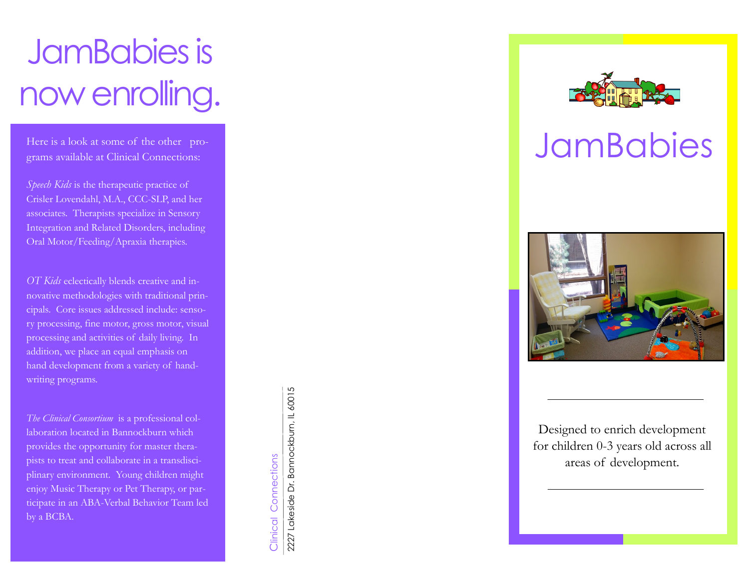# JamBabies is now enrolling.

Here is a look at some of the other programs available at Clinical Connections:

*Speech Kids* is the therapeutic practice of Crisler Lovendahl, M.A., CCC-SLP, and her associates. Therapists specialize in Sensory Integration and Related Disorders, including Oral Motor/Feeding/Apraxia therapies.

*OT Kids* eclectically blends creative and innovative methodologies with traditional principals. Core issues addressed include: sensory processing, fine motor, gross motor, visual processing and activities of daily living. In addition, we place an equal emphasis on hand development from a variety of handwriting programs.

*The Clinical Consortium* is a professional collaboration located in Bannockburn which provides the opportunity for master therapists to treat and collaborate in a transdisciplinary environment. Young children might enjoy Music Therapy or Pet Therapy, or participate in an ABA-Verbal Behavior Team led by a BCBA.

Clinical Connections

2227 Lakeside Dr. Bannockburn, IL 60015

# JamBabies

Designed to enrich development for children 0-3 years old across all areas of development.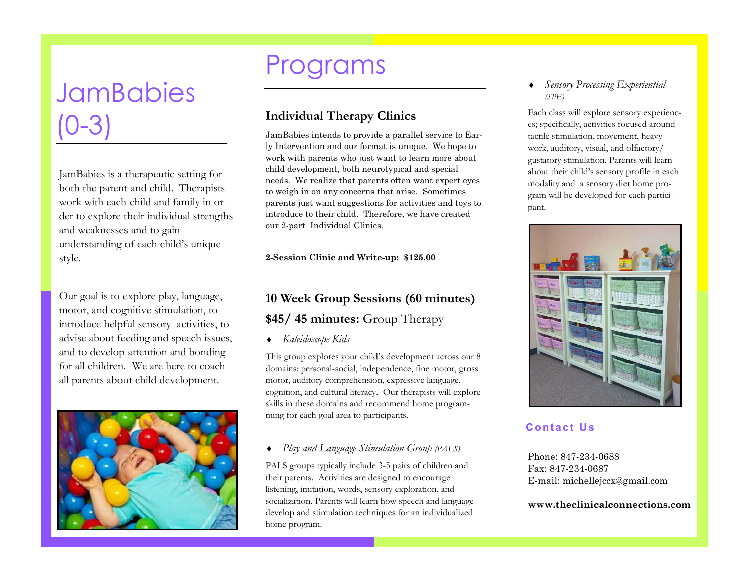# JamBabies (0-3)

JamBabies is a therapeutic setting for both the parent and child. Therapists work with each child and family in order to explore their individual strengths and weaknesses and to gain understanding of each child's unique style.

Our goal is to explore play, language, motor, and cognitive stimulation, to introduce helpful sensory activities, to advise about feeding and speech issues, and to develop attention and bonding for all children. We are here to coach all parents about child development.

# Programs

## Individual Therapy Clinics

JamBabies intends to provide a parallel service to Early Intervention and our format is unique. We hope to work with parents who just want to learn more about child development, both neurotypical and special needs. We realize that parents often want expert eyes to weigh in on any concerns that arise. Sometimes parents just want suggestions for activities and toys to introduce to their child. Therefore, we have created our 2-part Individual Clinics.

**2-Session Clinic and Write-up: $125.00**

## 10 Week Group Sessions (60 minutes)

**$45/ 45 minutes:** Group Therapy

- *Kaleidoscope Kids*

This group explores your child's development across our 8 domains: personal-social, independence, fine motor, gross motor, auditory comprehension, expressive language, cognition, and cultural literacy. Our therapists will explore skills in these domains and recommend home programming for each goal area to participants.

- *Play and Language Stimulation Group (PALS)*

PALS groups typically include 3-5 pairs of children and their parents. Activities are designed to encourage listening, imitation, words, sensory exploration, and socialization. Parents will learn how speech and language develop and stimulation techniques for an individualized home program.

- *Sensory Processing Experiential (SPE)*

Each class will explore sensory experiences; specifically, activities focused around tactile stimulation, movement, heavy work, auditory, visual, and olfactory/gustatory stimulation. Parents will learn about their child's sensory profile in each modality and a sensory diet home program will be developed for each participant.

## Contact Us

Phone: 847-234-0688
Fax: 847-234-0687
E-mail: michellejccx@gmail.com

**www.theclinicalconnections.com**